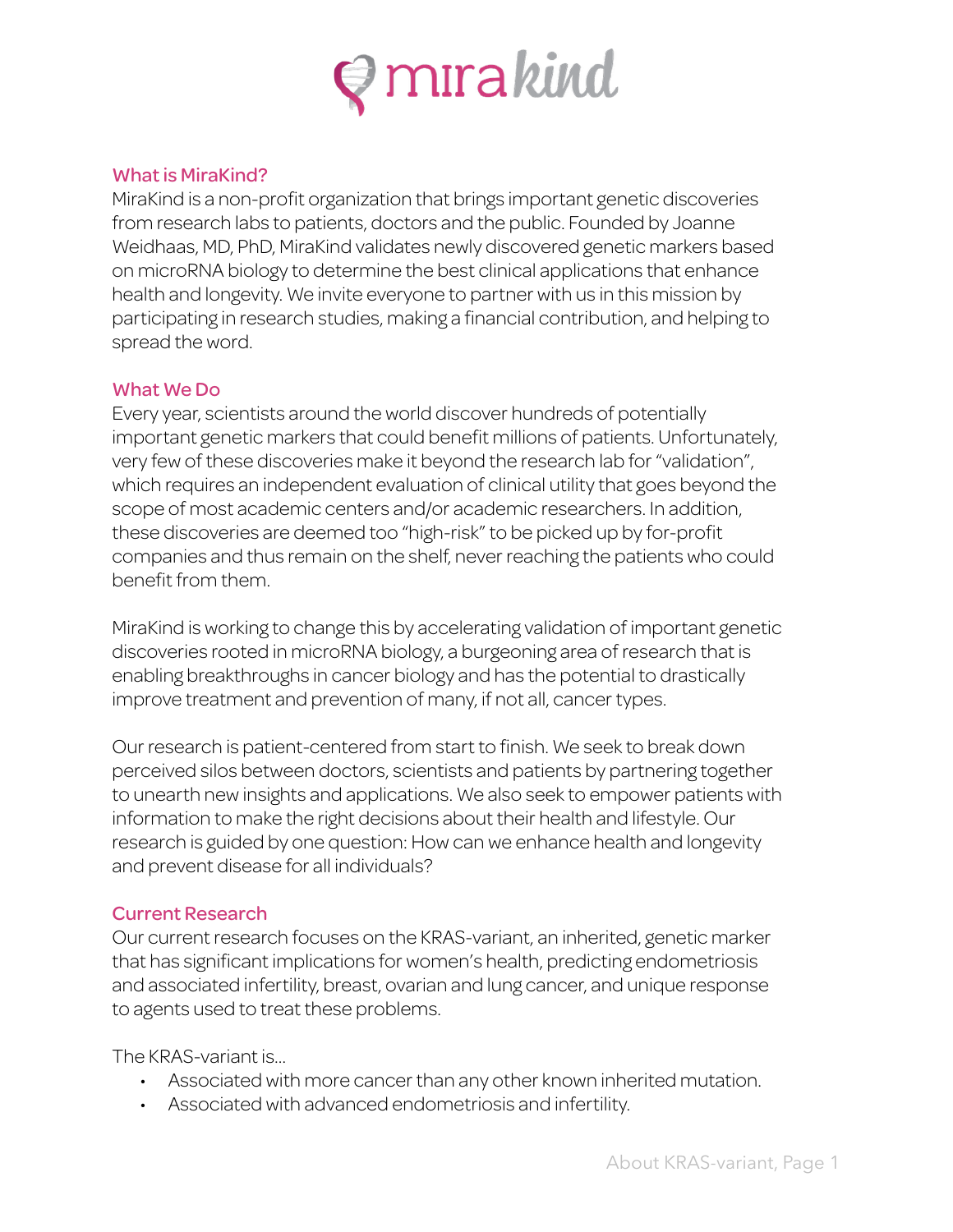# mirakind

## What is MiraKind?

MiraKind is a non-profit organization that brings important genetic discoveries from research labs to patients, doctors and the public. Founded by Joanne Weidhaas, MD, PhD, MiraKind validates newly discovered genetic markers based on microRNA biology to determine the best clinical applications that enhance health and longevity. We invite everyone to partner with us in this mission by participating in research studies, making a financial contribution, and helping to spread the word.

## What We Do

Every year, scientists around the world discover hundreds of potentially important genetic markers that could benefit millions of patients. Unfortunately, very few of these discoveries make it beyond the research lab for "validation", which requires an independent evaluation of clinical utility that goes beyond the scope of most academic centers and/or academic researchers. In addition, these discoveries are deemed too "high-risk" to be picked up by for-profit companies and thus remain on the shelf, never reaching the patients who could benefit from them.

MiraKind is working to change this by accelerating validation of important genetic discoveries rooted in microRNA biology, a burgeoning area of research that is enabling breakthroughs in cancer biology and has the potential to drastically improve treatment and prevention of many, if not all, cancer types.

Our research is patient-centered from start to finish. We seek to break down perceived silos between doctors, scientists and patients by partnering together to unearth new insights and applications. We also seek to empower patients with information to make the right decisions about their health and lifestyle. Our research is guided by one question: How can we enhance health and longevity and prevent disease for all individuals?

## Current Research

Our current research focuses on the KRAS-variant, an inherited, genetic marker that has significant implications for women's health, predicting endometriosis and associated infertility, breast, ovarian and lung cancer, and unique response to agents used to treat these problems.

The KRAS-variant is...

- Associated with more cancer than any other known inherited mutation.
- Associated with advanced endometriosis and infertility.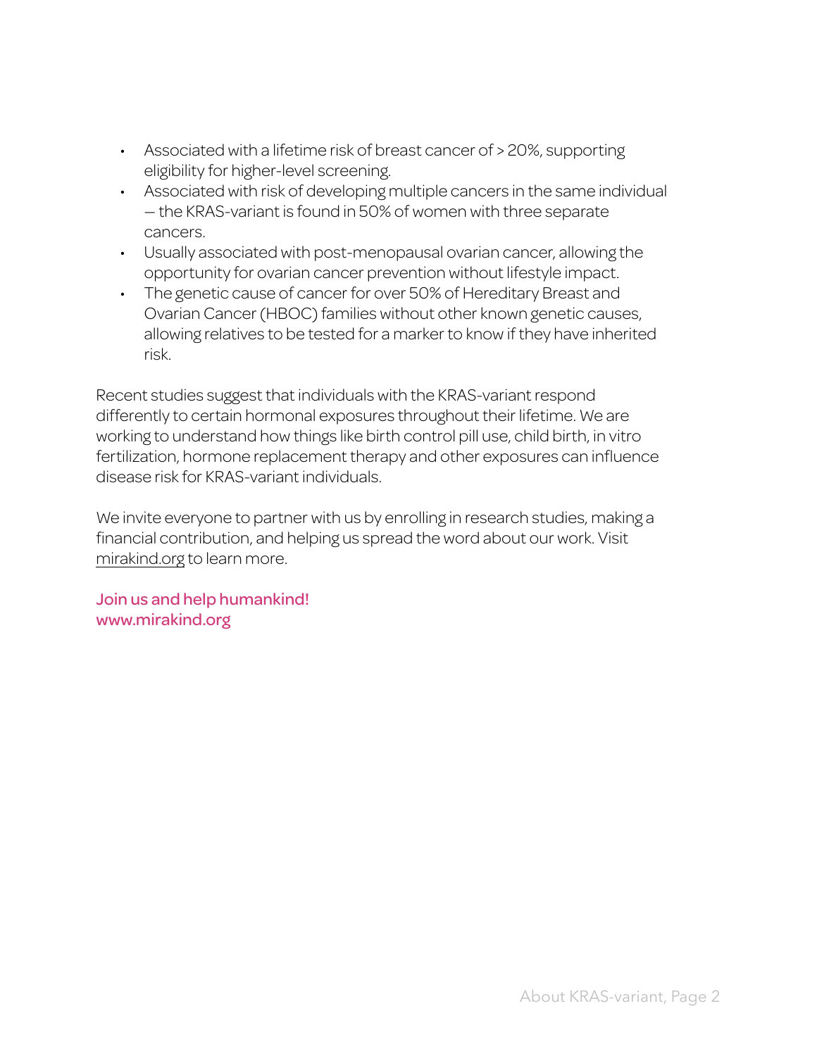- Associated with a lifetime risk of breast cancer of > 20%, supporting eligibility for higher-level screening.
- Associated with risk of developing multiple cancers in the same individual — the KRAS-variant is found in 50% of women with three separate cancers.
- Usually associated with post-menopausal ovarian cancer, allowing the opportunity for ovarian cancer prevention without lifestyle impact.
- The genetic cause of cancer for over 50% of Hereditary Breast and Ovarian Cancer (HBOC) families without other known genetic causes, allowing relatives to be tested for a marker to know if they have inherited risk.

Recent studies suggest that individuals with the KRAS-variant respond differently to certain hormonal exposures throughout their lifetime. We are working to understand how things like birth control pill use, child birth, in vitro fertilization, hormone replacement therapy and other exposures can influence disease risk for KRAS-variant individuals.

We invite everyone to partner with us by enrolling in research studies, making a financial contribution, and helping us spread the word about our work. Visit mirakind.org to learn more.

Join us and help humankind!
www.mirakind.org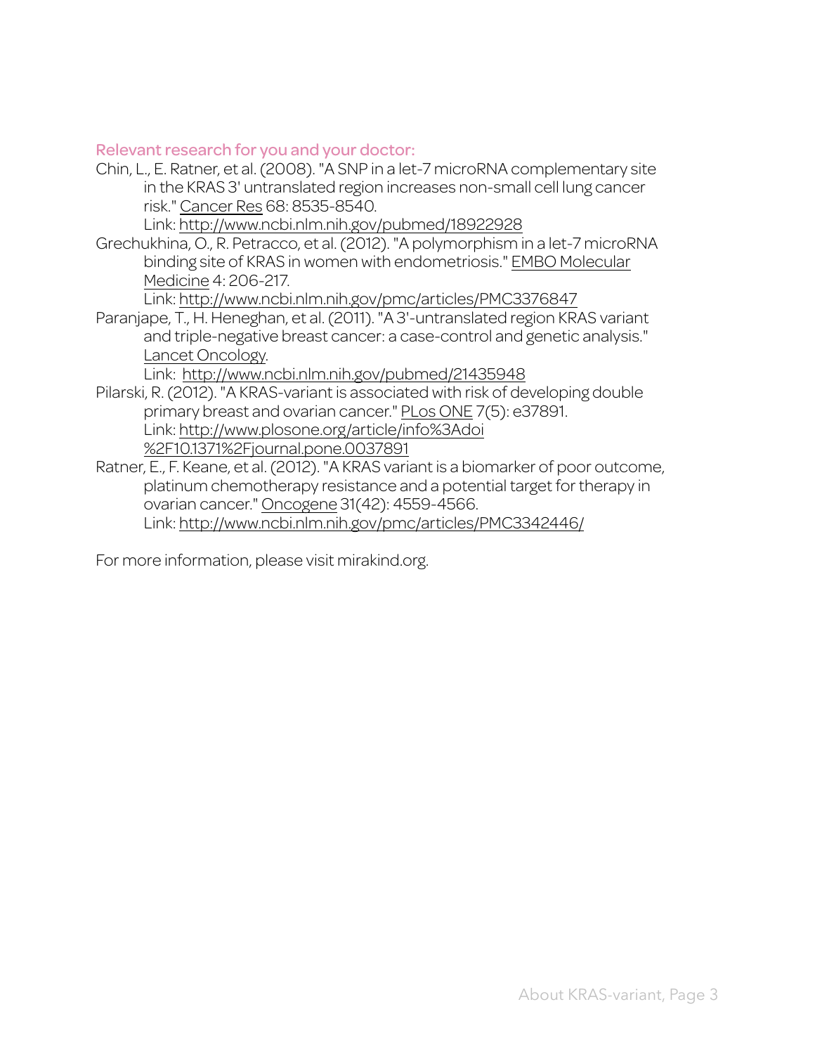## Relevant research for you and your doctor:

Chin, L., E. Ratner, et al. (2008). "A SNP in a let-7 microRNA complementary site in the KRAS 3' untranslated region increases non-small cell lung cancer risk." Cancer Res 68: 8535-8540.
Link: http://www.ncbi.nlm.nih.gov/pubmed/18922928

Grechukhina, O., R. Petracco, et al. (2012). "A polymorphism in a let-7 microRNA binding site of KRAS in women with endometriosis." EMBO Molecular Medicine 4: 206-217.
Link: http://www.ncbi.nlm.nih.gov/pmc/articles/PMC3376847

Paranjape, T., H. Heneghan, et al. (2011). "A 3'-untranslated region KRAS variant and triple-negative breast cancer: a case-control and genetic analysis." Lancet Oncology.
Link: http://www.ncbi.nlm.nih.gov/pubmed/21435948

Pilarski, R. (2012). "A KRAS-variant is associated with risk of developing double primary breast and ovarian cancer." PLos ONE 7(5): e37891.
Link: http://www.plosone.org/article/info%3Adoi%2F10.1371%2Fjournal.pone.0037891

Ratner, E., F. Keane, et al. (2012). "A KRAS variant is a biomarker of poor outcome, platinum chemotherapy resistance and a potential target for therapy in ovarian cancer." Oncogene 31(42): 4559-4566.
Link: http://www.ncbi.nlm.nih.gov/pmc/articles/PMC3342446/

For more information, please visit mirakind.org.